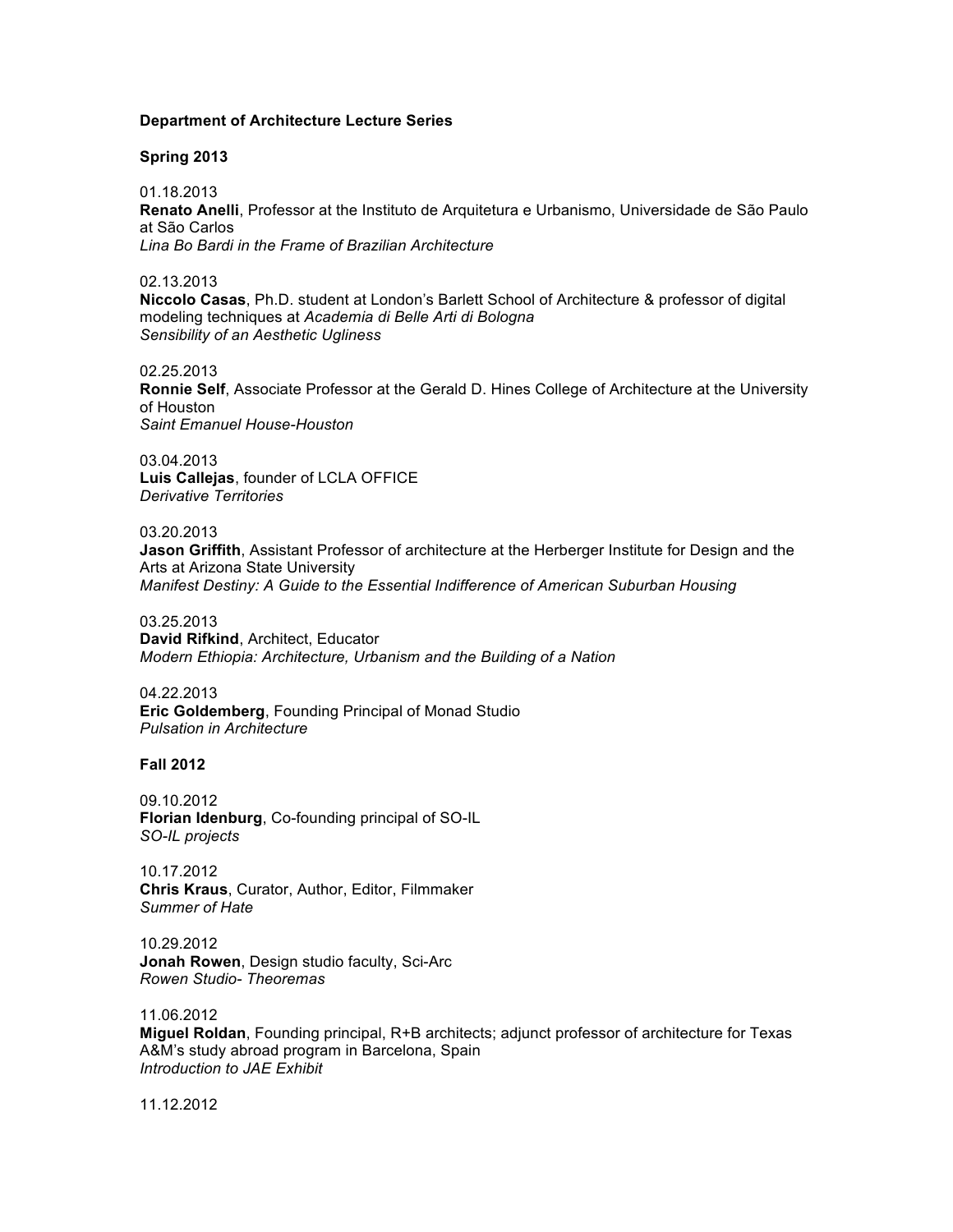**Department of Architecture Lecture Series**

**Spring 2013**

01.18.2013
**Renato Anelli**, Professor at the Instituto de Arquitetura e Urbanismo, Universidade de São Paulo at São Carlos
*Lina Bo Bardi in the Frame of Brazilian Architecture*

02.13.2013
**Niccolo Casas**, Ph.D. student at London's Barlett School of Architecture & professor of digital modeling techniques at *Academia di Belle Arti di Bologna*
*Sensibility of an Aesthetic Ugliness*

02.25.2013
**Ronnie Self**, Associate Professor at the Gerald D. Hines College of Architecture at the University of Houston
*Saint Emanuel House-Houston*

03.04.2013
**Luis Callejas**, founder of LCLA OFFICE
*Derivative Territories*

03.20.2013
**Jason Griffith**, Assistant Professor of architecture at the Herberger Institute for Design and the Arts at Arizona State University
*Manifest Destiny: A Guide to the Essential Indifference of American Suburban Housing*

03.25.2013
**David Rifkind**, Architect, Educator
*Modern Ethiopia: Architecture, Urbanism and the Building of a Nation*

04.22.2013
**Eric Goldemberg**, Founding Principal of Monad Studio
*Pulsation in Architecture*

**Fall 2012**

09.10.2012
**Florian Idenburg**, Co-founding principal of SO-IL
*SO-IL projects*

10.17.2012
**Chris Kraus**, Curator, Author, Editor, Filmmaker
*Summer of Hate*

10.29.2012
**Jonah Rowen**, Design studio faculty, Sci-Arc
*Rowen Studio- Theoremas*

11.06.2012
**Miguel Roldan**, Founding principal, R+B architects; adjunct professor of architecture for Texas A&M's study abroad program in Barcelona, Spain
*Introduction to JAE Exhibit*

11.12.2012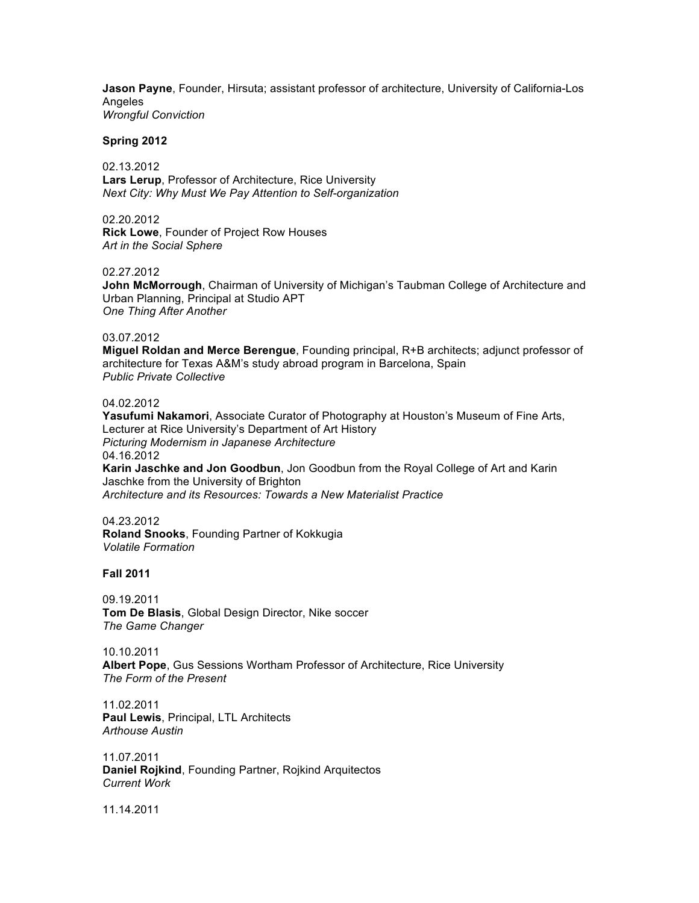**Jason Payne**, Founder, Hirsuta; assistant professor of architecture, University of California-Los Angeles
*Wrongful Conviction*

**Spring 2012**

02.13.2012
**Lars Lerup**, Professor of Architecture, Rice University
*Next City: Why Must We Pay Attention to Self-organization*

02.20.2012
**Rick Lowe**, Founder of Project Row Houses
*Art in the Social Sphere*

02.27.2012
**John McMorrough**, Chairman of University of Michigan's Taubman College of Architecture and Urban Planning, Principal at Studio APT
*One Thing After Another*

03.07.2012
**Miguel Roldan and Merce Berengue**, Founding principal, R+B architects; adjunct professor of architecture for Texas A&M's study abroad program in Barcelona, Spain
*Public Private Collective*

04.02.2012
**Yasufumi Nakamori**, Associate Curator of Photography at Houston's Museum of Fine Arts, Lecturer at Rice University's Department of Art History
*Picturing Modernism in Japanese Architecture*
04.16.2012
**Karin Jaschke and Jon Goodbun**, Jon Goodbun from the Royal College of Art and Karin Jaschke from the University of Brighton
*Architecture and its Resources: Towards a New Materialist Practice*

04.23.2012
**Roland Snooks**, Founding Partner of Kokkugia
*Volatile Formation*

**Fall 2011**

09.19.2011
**Tom De Blasis**, Global Design Director, Nike soccer
*The Game Changer*

10.10.2011
**Albert Pope**, Gus Sessions Wortham Professor of Architecture, Rice University
*The Form of the Present*

11.02.2011
**Paul Lewis**, Principal, LTL Architects
*Arthouse Austin*

11.07.2011
**Daniel Rojkind**, Founding Partner, Rojkind Arquitectos
*Current Work*

11.14.2011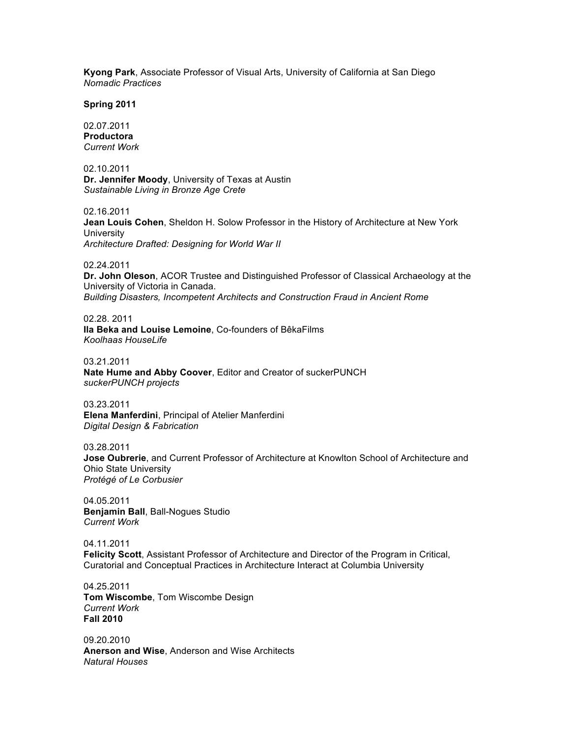**Kyong Park**, Associate Professor of Visual Arts, University of California at San Diego
*Nomadic Practices*

**Spring 2011**

02.07.2011
**Productora**
*Current Work*

02.10.2011
**Dr. Jennifer Moody**, University of Texas at Austin
*Sustainable Living in Bronze Age Crete*

02.16.2011
**Jean Louis Cohen**, Sheldon H. Solow Professor in the History of Architecture at New York University
*Architecture Drafted: Designing for World War II*

02.24.2011
**Dr. John Oleson**, ACOR Trustee and Distinguished Professor of Classical Archaeology at the University of Victoria in Canada.
*Building Disasters, Incompetent Architects and Construction Fraud in Ancient Rome*

02.28. 2011
**Ila Beka and Louise Lemoine**, Co-founders of BêkaFilms
*Koolhaas HouseLife*

03.21.2011
**Nate Hume and Abby Coover**, Editor and Creator of suckerPUNCH
*suckerPUNCH projects*

03.23.2011
**Elena Manferdini**, Principal of Atelier Manferdini
*Digital Design & Fabrication*

03.28.2011
**Jose Oubrerie**, and Current Professor of Architecture at Knowlton School of Architecture and Ohio State University
*Protégé of Le Corbusier*

04.05.2011
**Benjamin Ball**, Ball-Nogues Studio
*Current Work*

04.11.2011
**Felicity Scott**, Assistant Professor of Architecture and Director of the Program in Critical, Curatorial and Conceptual Practices in Architecture Interact at Columbia University

04.25.2011
**Tom Wiscombe**, Tom Wiscombe Design
*Current Work*

**Fall 2010**

09.20.2010
**Anerson and Wise**, Anderson and Wise Architects
*Natural Houses*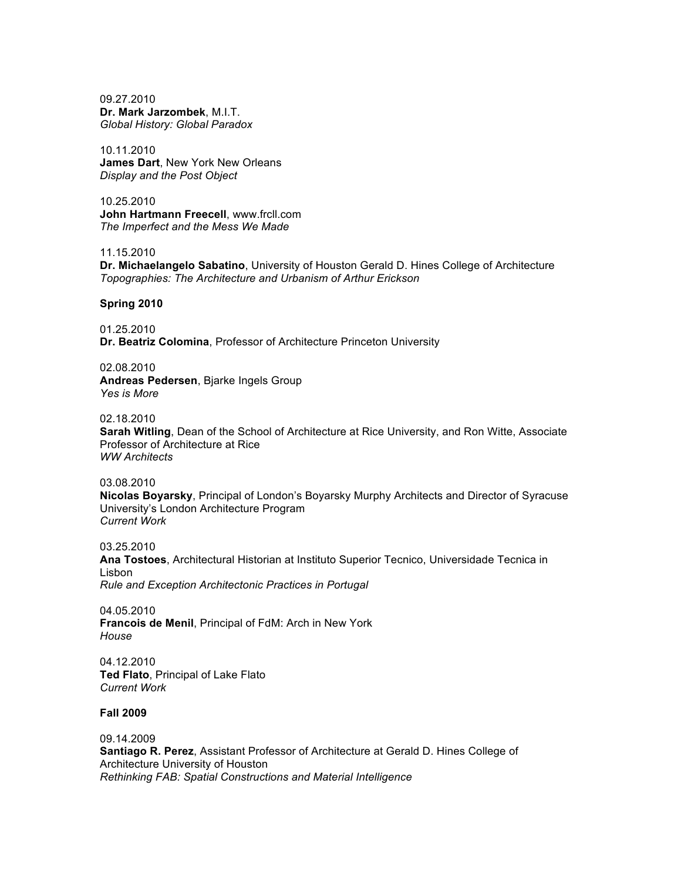09.27.2010
**Dr. Mark Jarzombek**, M.I.T.
*Global History: Global Paradox*

10.11.2010
**James Dart**, New York New Orleans
*Display and the Post Object*

10.25.2010
**John Hartmann Freecell**, www.frcll.com
*The Imperfect and the Mess We Made*

11.15.2010
**Dr. Michaelangelo Sabatino**, University of Houston Gerald D. Hines College of Architecture
*Topographies: The Architecture and Urbanism of Arthur Erickson*

**Spring 2010**

01.25.2010
**Dr. Beatriz Colomina**, Professor of Architecture Princeton University

02.08.2010
**Andreas Pedersen**, Bjarke Ingels Group
*Yes is More*

02.18.2010
**Sarah Witling**, Dean of the School of Architecture at Rice University, and Ron Witte, Associate Professor of Architecture at Rice
*WW Architects*

03.08.2010
**Nicolas Boyarsky**, Principal of London's Boyarsky Murphy Architects and Director of Syracuse University's London Architecture Program
*Current Work*

03.25.2010
**Ana Tostoes**, Architectural Historian at Instituto Superior Tecnico, Universidade Tecnica in Lisbon
*Rule and Exception Architectonic Practices in Portugal*

04.05.2010
**Francois de Menil**, Principal of FdM: Arch in New York
*House*

04.12.2010
**Ted Flato**, Principal of Lake Flato
*Current Work*

**Fall 2009**

09.14.2009
**Santiago R. Perez**, Assistant Professor of Architecture at Gerald D. Hines College of Architecture University of Houston
*Rethinking FAB: Spatial Constructions and Material Intelligence*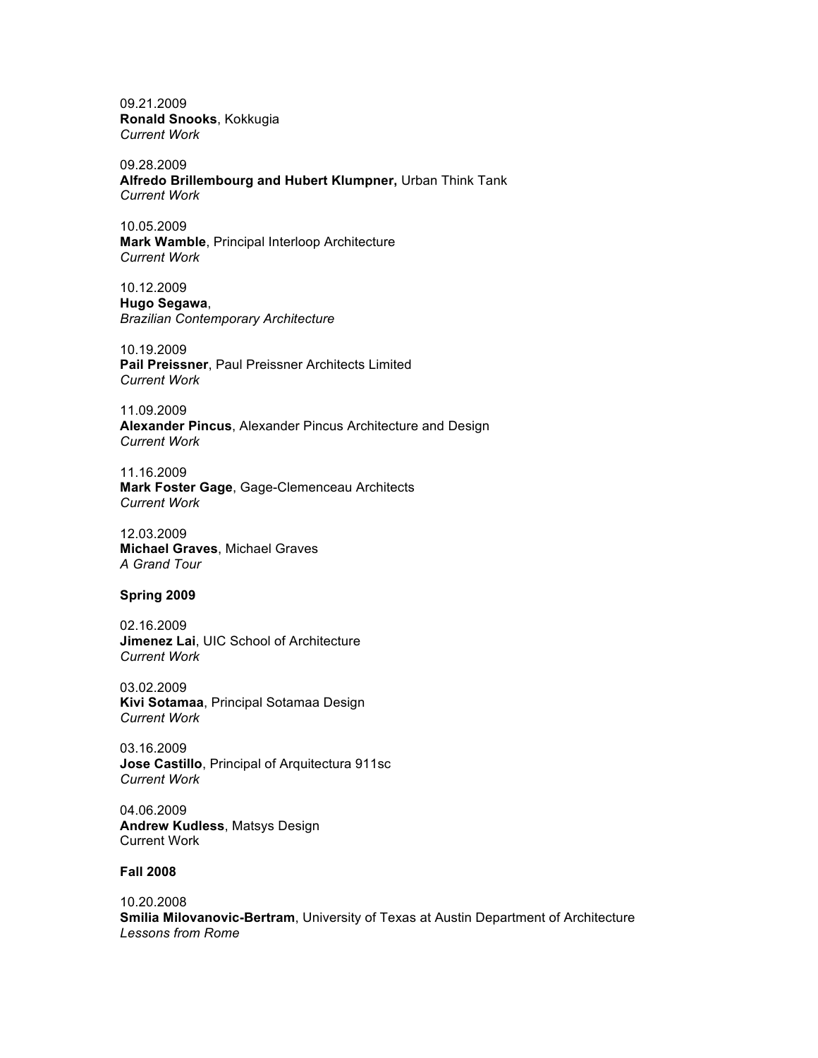09.21.2009
**Ronald Snooks**, Kokkugia
*Current Work*

09.28.2009
**Alfredo Brillembourg and Hubert Klumpner,** Urban Think Tank
*Current Work*

10.05.2009
**Mark Wamble**, Principal Interloop Architecture
*Current Work*

10.12.2009
**Hugo Segawa**,
*Brazilian Contemporary Architecture*

10.19.2009
**Pail Preissner**, Paul Preissner Architects Limited
*Current Work*

11.09.2009
**Alexander Pincus**, Alexander Pincus Architecture and Design
*Current Work*

11.16.2009
**Mark Foster Gage**, Gage-Clemenceau Architects
*Current Work*

12.03.2009
**Michael Graves**, Michael Graves
*A Grand Tour*

**Spring 2009**

02.16.2009
**Jimenez Lai**, UIC School of Architecture
*Current Work*

03.02.2009
**Kivi Sotamaa**, Principal Sotamaa Design
*Current Work*

03.16.2009
**Jose Castillo**, Principal of Arquitectura 911sc
*Current Work*

04.06.2009
**Andrew Kudless**, Matsys Design
Current Work

**Fall 2008**

10.20.2008
**Smilia Milovanovic-Bertram**, University of Texas at Austin Department of Architecture
*Lessons from Rome*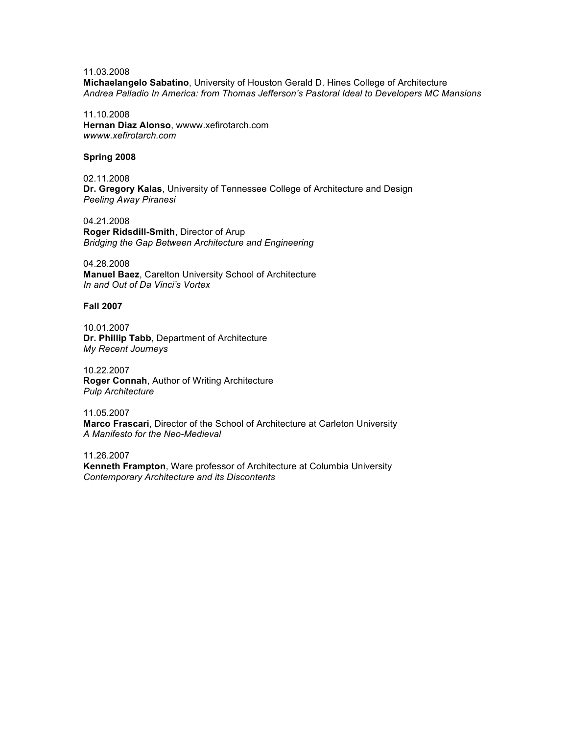11.03.2008
**Michaelangelo Sabatino**, University of Houston Gerald D. Hines College of Architecture
*Andrea Palladio In America: from Thomas Jefferson's Pastoral Ideal to Developers MC Mansions*

11.10.2008
**Hernan Diaz Alonso**, wwww.xefirotarch.com
*wwww.xefirotarch.com*

**Spring 2008**

02.11.2008
**Dr. Gregory Kalas**, University of Tennessee College of Architecture and Design
*Peeling Away Piranesi*

04.21.2008
**Roger Ridsdill-Smith**, Director of Arup
*Bridging the Gap Between Architecture and Engineering*

04.28.2008
**Manuel Baez**, Carelton University School of Architecture
*In and Out of Da Vinci's Vortex*

**Fall 2007**

10.01.2007
**Dr. Phillip Tabb**, Department of Architecture
*My Recent Journeys*

10.22.2007
**Roger Connah**, Author of Writing Architecture
*Pulp Architecture*

11.05.2007
**Marco Frascari**, Director of the School of Architecture at Carleton University
*A Manifesto for the Neo-Medieval*

11.26.2007
**Kenneth Frampton**, Ware professor of Architecture at Columbia University
*Contemporary Architecture and its Discontents*